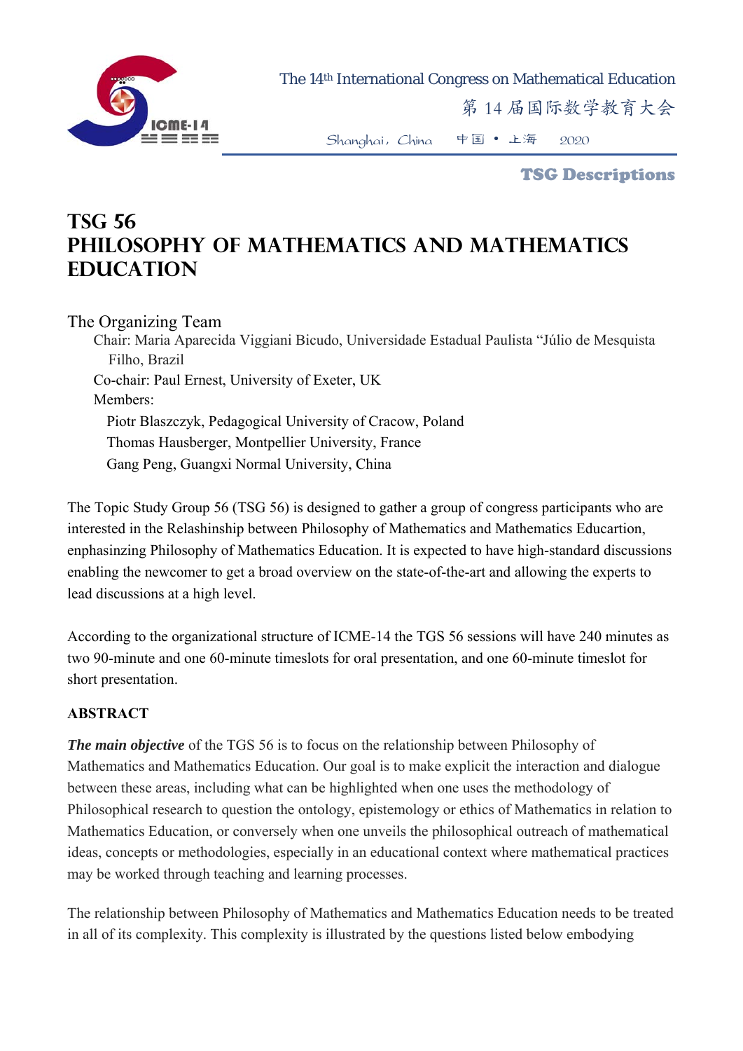# TSG 56
# PHILOSOPHY OF MATHEMATICS AND MATHEMATICS EDUCATION

## The Organizing Team

Chair: Maria Aparecida Viggiani Bicudo, Universidade Estadual Paulista "Júlio de Mesquista Filho, Brazil

Co-chair: Paul Ernest, University of Exeter, UK

Members:

Piotr Blaszczyk, Pedagogical University of Cracow, Poland

Thomas Hausberger, Montpellier University, France

Gang Peng, Guangxi Normal University, China

The Topic Study Group 56 (TSG 56) is designed to gather a group of congress participants who are interested in the Relashinship between Philosophy of Mathematics and Mathematics Educartion, enphasinzing Philosophy of Mathematics Education. It is expected to have high-standard discussions enabling the newcomer to get a broad overview on the state-of-the-art and allowing the experts to lead discussions at a high level.

According to the organizational structure of ICME-14 the TGS 56 sessions will have 240 minutes as two 90-minute and one 60-minute timeslots for oral presentation, and one 60-minute timeslot for short presentation.

**ABSTRACT**

***The main objective*** of the TGS 56 is to focus on the relationship between Philosophy of Mathematics and Mathematics Education. Our goal is to make explicit the interaction and dialogue between these areas, including what can be highlighted when one uses the methodology of Philosophical research to question the ontology, epistemology or ethics of Mathematics in relation to Mathematics Education, or conversely when one unveils the philosophical outreach of mathematical ideas, concepts or methodologies, especially in an educational context where mathematical practices may be worked through teaching and learning processes.

The relationship between Philosophy of Mathematics and Mathematics Education needs to be treated in all of its complexity. This complexity is illustrated by the questions listed below embodying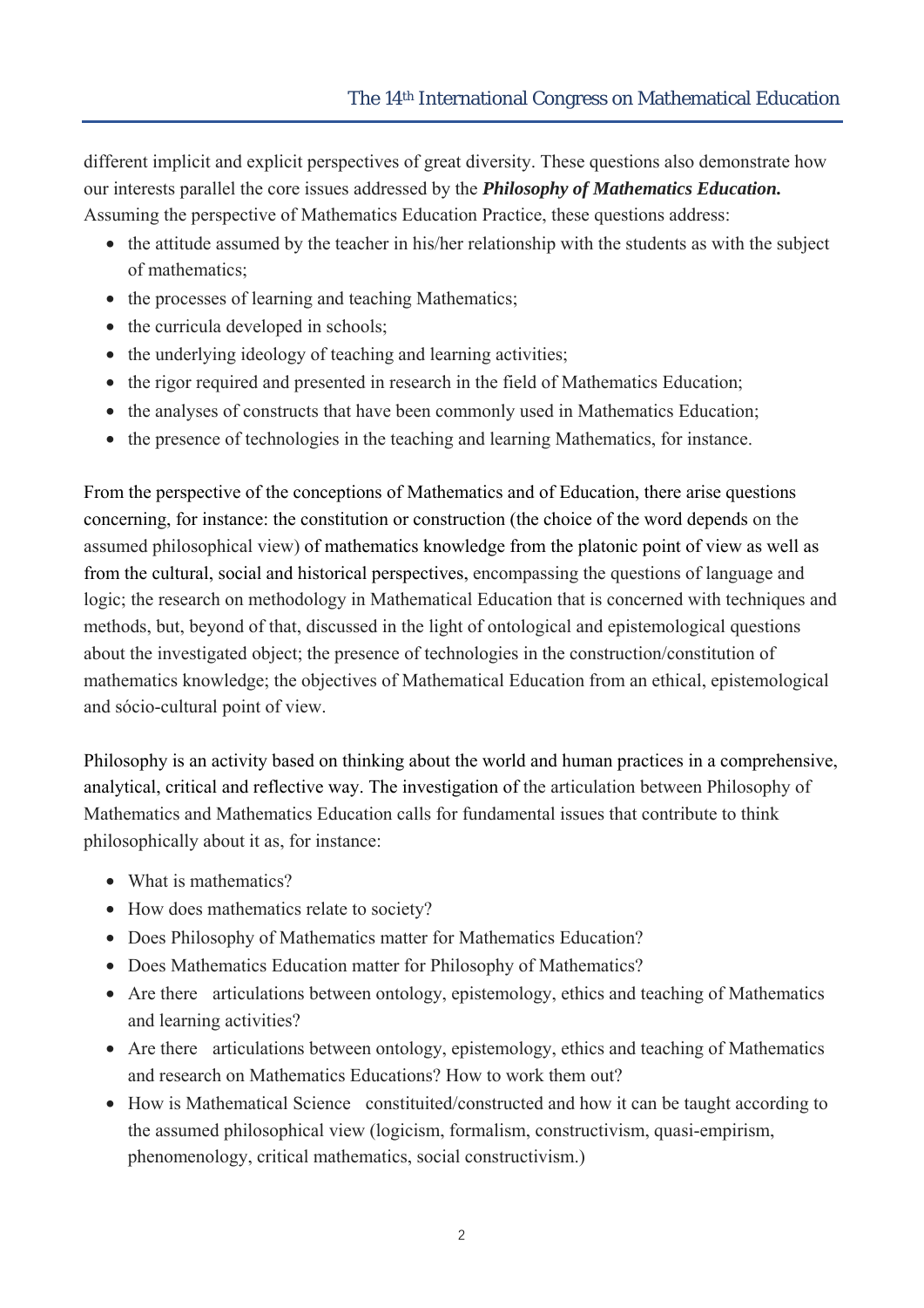different implicit and explicit perspectives of great diversity. These questions also demonstrate how our interests parallel the core issues addressed by the ***Philosophy of Mathematics Education.*** Assuming the perspective of Mathematics Education Practice, these questions address:

- the attitude assumed by the teacher in his/her relationship with the students as with the subject of mathematics;
- the processes of learning and teaching Mathematics;
- the curricula developed in schools;
- the underlying ideology of teaching and learning activities;
- the rigor required and presented in research in the field of Mathematics Education;
- the analyses of constructs that have been commonly used in Mathematics Education;
- the presence of technologies in the teaching and learning Mathematics, for instance.

From the perspective of the conceptions of Mathematics and of Education, there arise questions concerning, for instance: the constitution or construction (the choice of the word depends on the assumed philosophical view) of mathematics knowledge from the platonic point of view as well as from the cultural, social and historical perspectives, encompassing the questions of language and logic; the research on methodology in Mathematical Education that is concerned with techniques and methods, but, beyond of that, discussed in the light of ontological and epistemological questions about the investigated object; the presence of technologies in the construction/constitution of mathematics knowledge; the objectives of Mathematical Education from an ethical, epistemological and sócio-cultural point of view.

Philosophy is an activity based on thinking about the world and human practices in a comprehensive, analytical, critical and reflective way. The investigation of the articulation between Philosophy of Mathematics and Mathematics Education calls for fundamental issues that contribute to think philosophically about it as, for instance:

- What is mathematics?
- How does mathematics relate to society?
- Does Philosophy of Mathematics matter for Mathematics Education?
- Does Mathematics Education matter for Philosophy of Mathematics?
- Are there articulations between ontology, epistemology, ethics and teaching of Mathematics and learning activities?
- Are there articulations between ontology, epistemology, ethics and teaching of Mathematics and research on Mathematics Educations? How to work them out?
- How is Mathematical Science constituited/constructed and how it can be taught according to the assumed philosophical view (logicism, formalism, constructivism, quasi-empirism, phenomenology, critical mathematics, social constructivism.)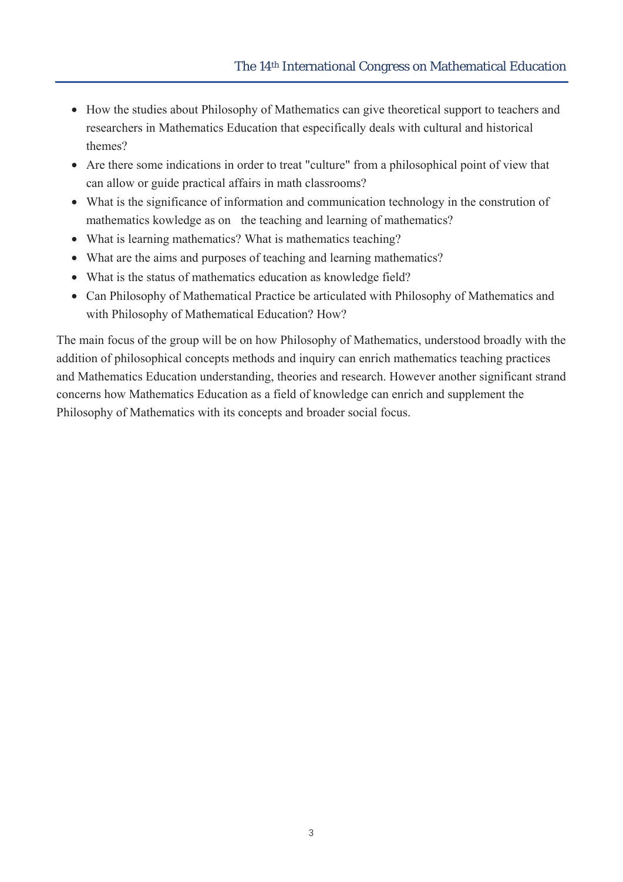- How the studies about Philosophy of Mathematics can give theoretical support to teachers and researchers in Mathematics Education that especifically deals with cultural and historical themes?
- Are there some indications in order to treat "culture" from a philosophical point of view that can allow or guide practical affairs in math classrooms?
- What is the significance of information and communication technology in the constrution of mathematics kowledge as on  the teaching and learning of mathematics?
- What is learning mathematics? What is mathematics teaching?
- What are the aims and purposes of teaching and learning mathematics?
- What is the status of mathematics education as knowledge field?
- Can Philosophy of Mathematical Practice be articulated with Philosophy of Mathematics and with Philosophy of Mathematical Education? How?

The main focus of the group will be on how Philosophy of Mathematics, understood broadly with the addition of philosophical concepts methods and inquiry can enrich mathematics teaching practices and Mathematics Education understanding, theories and research. However another significant strand concerns how Mathematics Education as a field of knowledge can enrich and supplement the Philosophy of Mathematics with its concepts and broader social focus.